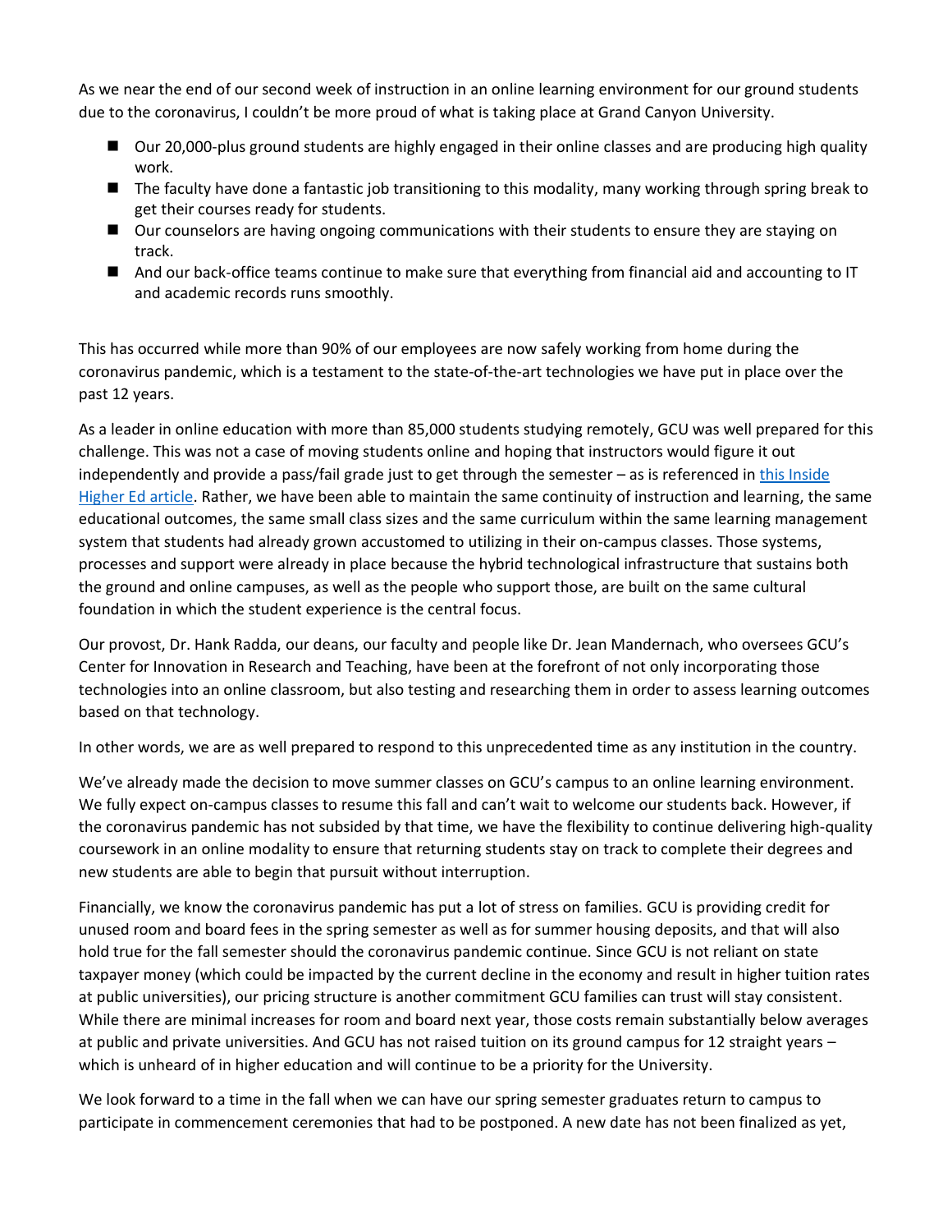As we near the end of our second week of instruction in an online learning environment for our ground students due to the coronavirus, I couldn't be more proud of what is taking place at Grand Canyon University.

- Our 20,000-plus ground students are highly engaged in their online classes and are producing high quality work.
- The faculty have done a fantastic job transitioning to this modality, many working through spring break to get their courses ready for students.
- Our counselors are having ongoing communications with their students to ensure they are staying on track.
- And our back-office teams continue to make sure that everything from financial aid and accounting to IT and academic records runs smoothly.

This has occurred while more than 90% of our employees are now safely working from home during the coronavirus pandemic, which is a testament to the state-of-the-art technologies we have put in place over the past 12 years.

As a leader in online education with more than 85,000 students studying remotely, GCU was well prepared for this challenge. This was not a case of moving students online and hoping that instructors would figure it out independently and provide a pass/fail grade just to get through the semester – as is referenced in this Inside Higher Ed article. Rather, we have been able to maintain the same continuity of instruction and learning, the same educational outcomes, the same small class sizes and the same curriculum within the same learning management system that students had already grown accustomed to utilizing in their on-campus classes. Those systems, processes and support were already in place because the hybrid technological infrastructure that sustains both the ground and online campuses, as well as the people who support those, are built on the same cultural foundation in which the student experience is the central focus.

Our provost, Dr. Hank Radda, our deans, our faculty and people like Dr. Jean Mandernach, who oversees GCU's Center for Innovation in Research and Teaching, have been at the forefront of not only incorporating those technologies into an online classroom, but also testing and researching them in order to assess learning outcomes based on that technology.

In other words, we are as well prepared to respond to this unprecedented time as any institution in the country.

We've already made the decision to move summer classes on GCU's campus to an online learning environment. We fully expect on-campus classes to resume this fall and can't wait to welcome our students back. However, if the coronavirus pandemic has not subsided by that time, we have the flexibility to continue delivering high-quality coursework in an online modality to ensure that returning students stay on track to complete their degrees and new students are able to begin that pursuit without interruption.

Financially, we know the coronavirus pandemic has put a lot of stress on families. GCU is providing credit for unused room and board fees in the spring semester as well as for summer housing deposits, and that will also hold true for the fall semester should the coronavirus pandemic continue. Since GCU is not reliant on state taxpayer money (which could be impacted by the current decline in the economy and result in higher tuition rates at public universities), our pricing structure is another commitment GCU families can trust will stay consistent. While there are minimal increases for room and board next year, those costs remain substantially below averages at public and private universities. And GCU has not raised tuition on its ground campus for 12 straight years – which is unheard of in higher education and will continue to be a priority for the University.

We look forward to a time in the fall when we can have our spring semester graduates return to campus to participate in commencement ceremonies that had to be postponed. A new date has not been finalized as yet,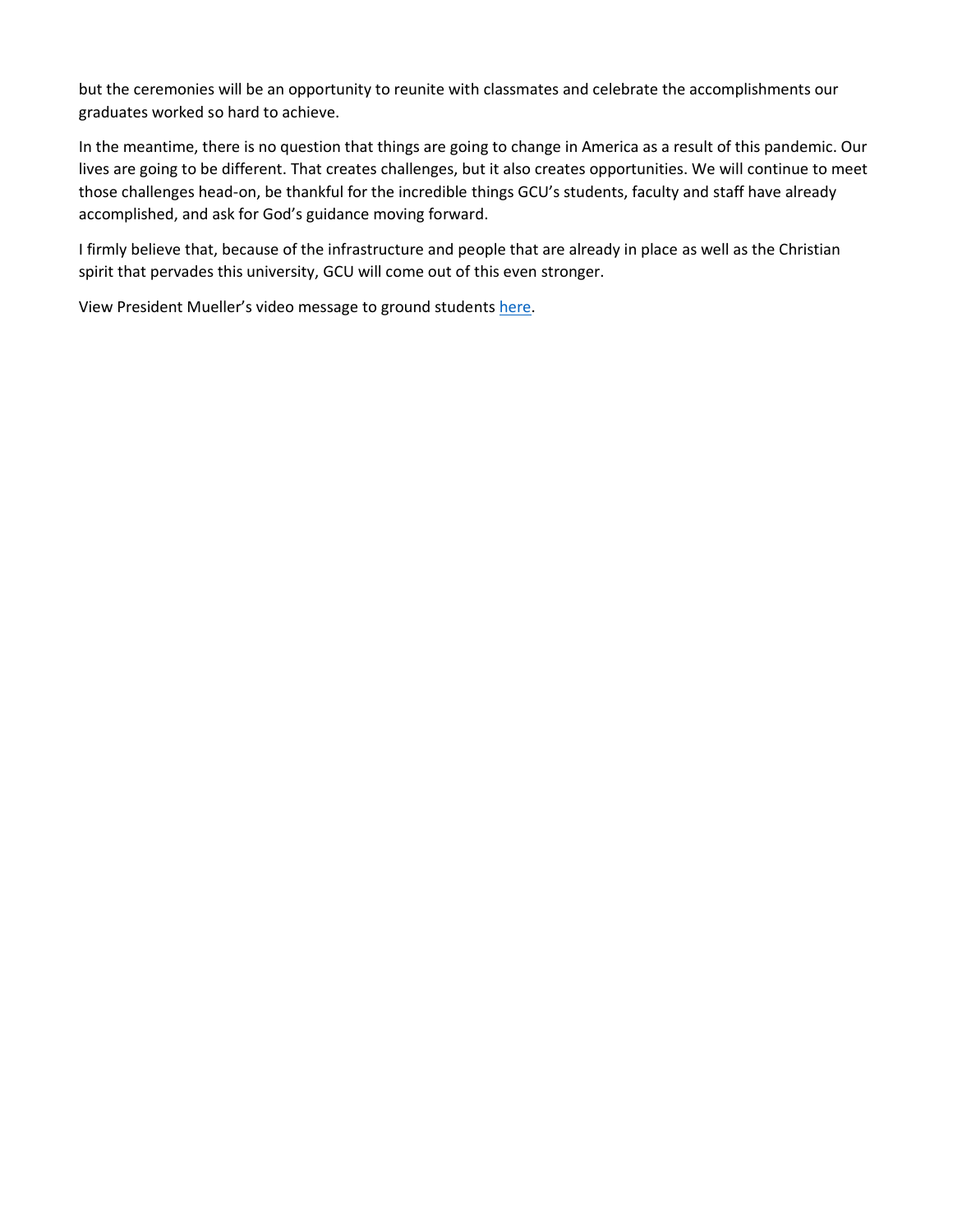but the ceremonies will be an opportunity to reunite with classmates and celebrate the accomplishments our graduates worked so hard to achieve.

In the meantime, there is no question that things are going to change in America as a result of this pandemic. Our lives are going to be different. That creates challenges, but it also creates opportunities. We will continue to meet those challenges head-on, be thankful for the incredible things GCU's students, faculty and staff have already accomplished, and ask for God's guidance moving forward.

I firmly believe that, because of the infrastructure and people that are already in place as well as the Christian spirit that pervades this university, GCU will come out of this even stronger.

View President Mueller's video message to ground students here.